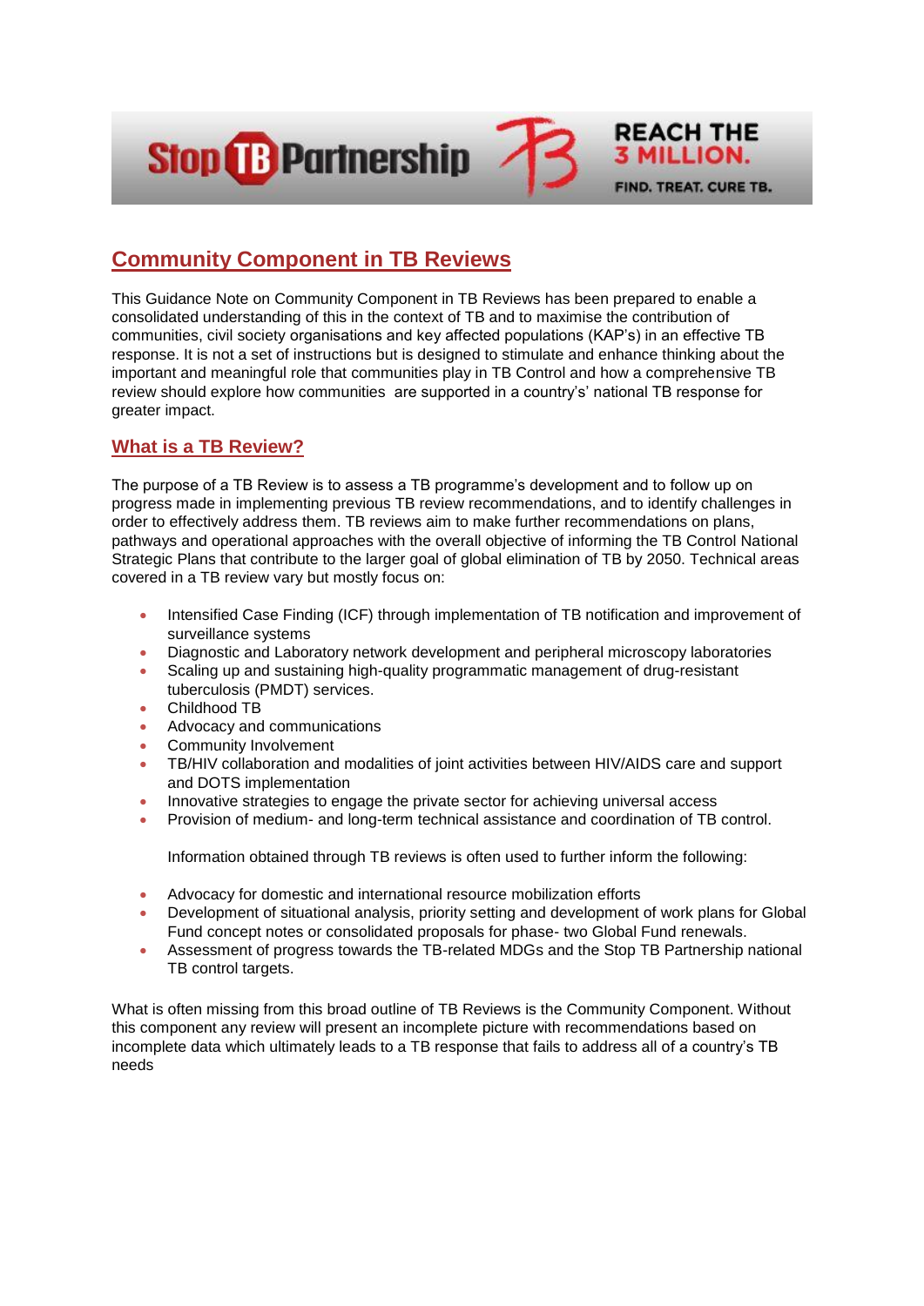## Community Component in TB Reviews

This Guidance Note on Community Component in TB Reviews has been prepared to enable a consolidated understanding of this in the context of TB and to maximise the contribution of communities, civil society organisations and key affected populations (KAP's) in an effective TB response. It is not a set of instructions but is designed to stimulate and enhance thinking about the important and meaningful role that communities play in TB Control and how a comprehensive TB review should explore how communities are supported in a country's' national TB response for greater impact.

### What is a TB Review?

The purpose of a TB Review is to assess a TB programme's development and to follow up on progress made in implementing previous TB review recommendations, and to identify challenges in order to effectively address them. TB reviews aim to make further recommendations on plans, pathways and operational approaches with the overall objective of informing the TB Control National Strategic Plans that contribute to the larger goal of global elimination of TB by 2050. Technical areas covered in a TB review vary but mostly focus on:

- Intensified Case Finding (ICF) through implementation of TB notification and improvement of surveillance systems
- Diagnostic and Laboratory network development and peripheral microscopy laboratories
- Scaling up and sustaining high-quality programmatic management of drug-resistant tuberculosis (PMDT) services.
- Childhood TB
- Advocacy and communications
- Community Involvement
- TB/HIV collaboration and modalities of joint activities between HIV/AIDS care and support and DOTS implementation
- Innovative strategies to engage the private sector for achieving universal access
- Provision of medium- and long-term technical assistance and coordination of TB control.

Information obtained through TB reviews is often used to further inform the following:

- Advocacy for domestic and international resource mobilization efforts
- Development of situational analysis, priority setting and development of work plans for Global Fund concept notes or consolidated proposals for phase- two Global Fund renewals.
- Assessment of progress towards the TB-related MDGs and the Stop TB Partnership national TB control targets.

What is often missing from this broad outline of TB Reviews is the Community Component. Without this component any review will present an incomplete picture with recommendations based on incomplete data which ultimately leads to a TB response that fails to address all of a country's TB needs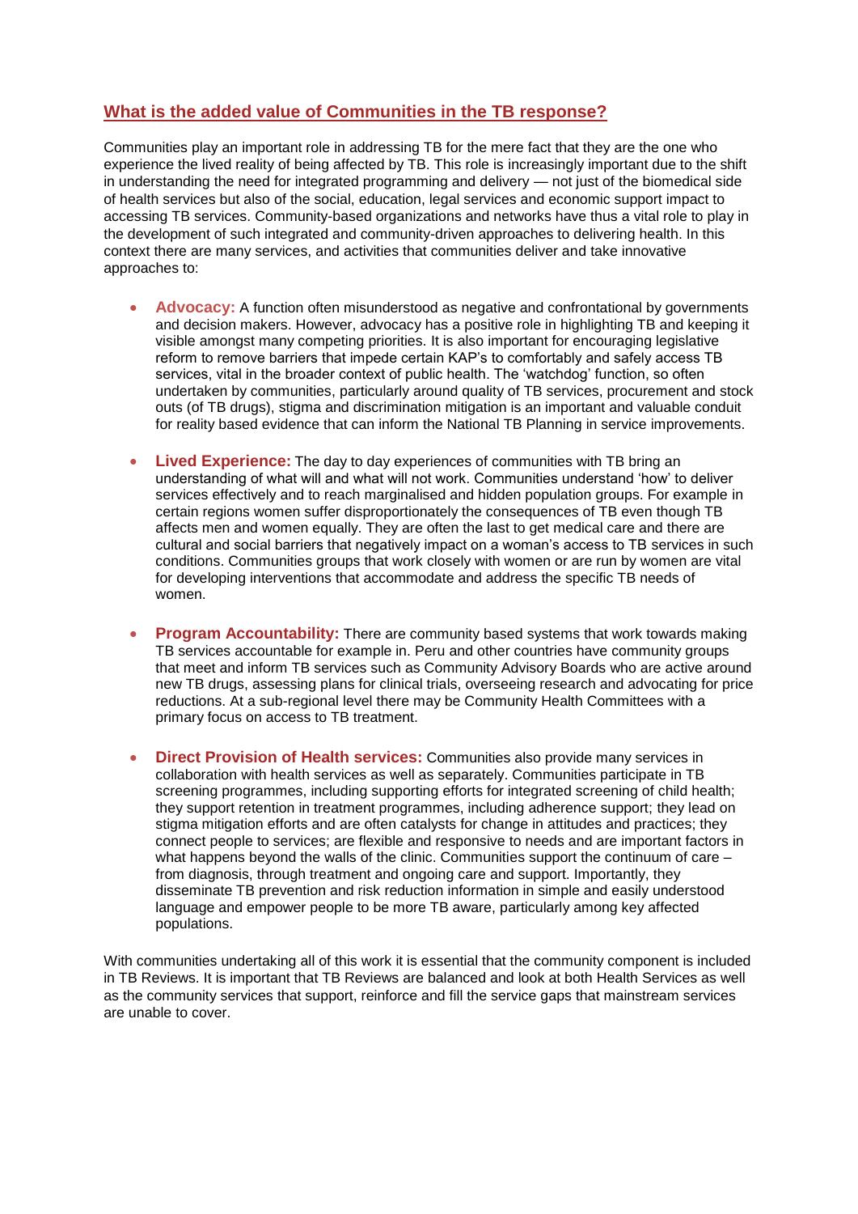## What is the added value of Communities in the TB response?

Communities play an important role in addressing TB for the mere fact that they are the one who experience the lived reality of being affected by TB. This role is increasingly important due to the shift in understanding the need for integrated programming and delivery — not just of the biomedical side of health services but also of the social, education, legal services and economic support impact to accessing TB services. Community-based organizations and networks have thus a vital role to play in the development of such integrated and community-driven approaches to delivering health. In this context there are many services, and activities that communities deliver and take innovative approaches to:

- **Advocacy:** A function often misunderstood as negative and confrontational by governments and decision makers. However, advocacy has a positive role in highlighting TB and keeping it visible amongst many competing priorities. It is also important for encouraging legislative reform to remove barriers that impede certain KAP's to comfortably and safely access TB services, vital in the broader context of public health. The 'watchdog' function, so often undertaken by communities, particularly around quality of TB services, procurement and stock outs (of TB drugs), stigma and discrimination mitigation is an important and valuable conduit for reality based evidence that can inform the National TB Planning in service improvements.

- **Lived Experience:** The day to day experiences of communities with TB bring an understanding of what will and what will not work. Communities understand 'how' to deliver services effectively and to reach marginalised and hidden population groups. For example in certain regions women suffer disproportionately the consequences of TB even though TB affects men and women equally. They are often the last to get medical care and there are cultural and social barriers that negatively impact on a woman's access to TB services in such conditions. Communities groups that work closely with women or are run by women are vital for developing interventions that accommodate and address the specific TB needs of women.

- **Program Accountability:** There are community based systems that work towards making TB services accountable for example in. Peru and other countries have community groups that meet and inform TB services such as Community Advisory Boards who are active around new TB drugs, assessing plans for clinical trials, overseeing research and advocating for price reductions. At a sub-regional level there may be Community Health Committees with a primary focus on access to TB treatment.

- **Direct Provision of Health services:** Communities also provide many services in collaboration with health services as well as separately. Communities participate in TB screening programmes, including supporting efforts for integrated screening of child health; they support retention in treatment programmes, including adherence support; they lead on stigma mitigation efforts and are often catalysts for change in attitudes and practices; they connect people to services; are flexible and responsive to needs and are important factors in what happens beyond the walls of the clinic. Communities support the continuum of care – from diagnosis, through treatment and ongoing care and support. Importantly, they disseminate TB prevention and risk reduction information in simple and easily understood language and empower people to be more TB aware, particularly among key affected populations.

With communities undertaking all of this work it is essential that the community component is included in TB Reviews. It is important that TB Reviews are balanced and look at both Health Services as well as the community services that support, reinforce and fill the service gaps that mainstream services are unable to cover.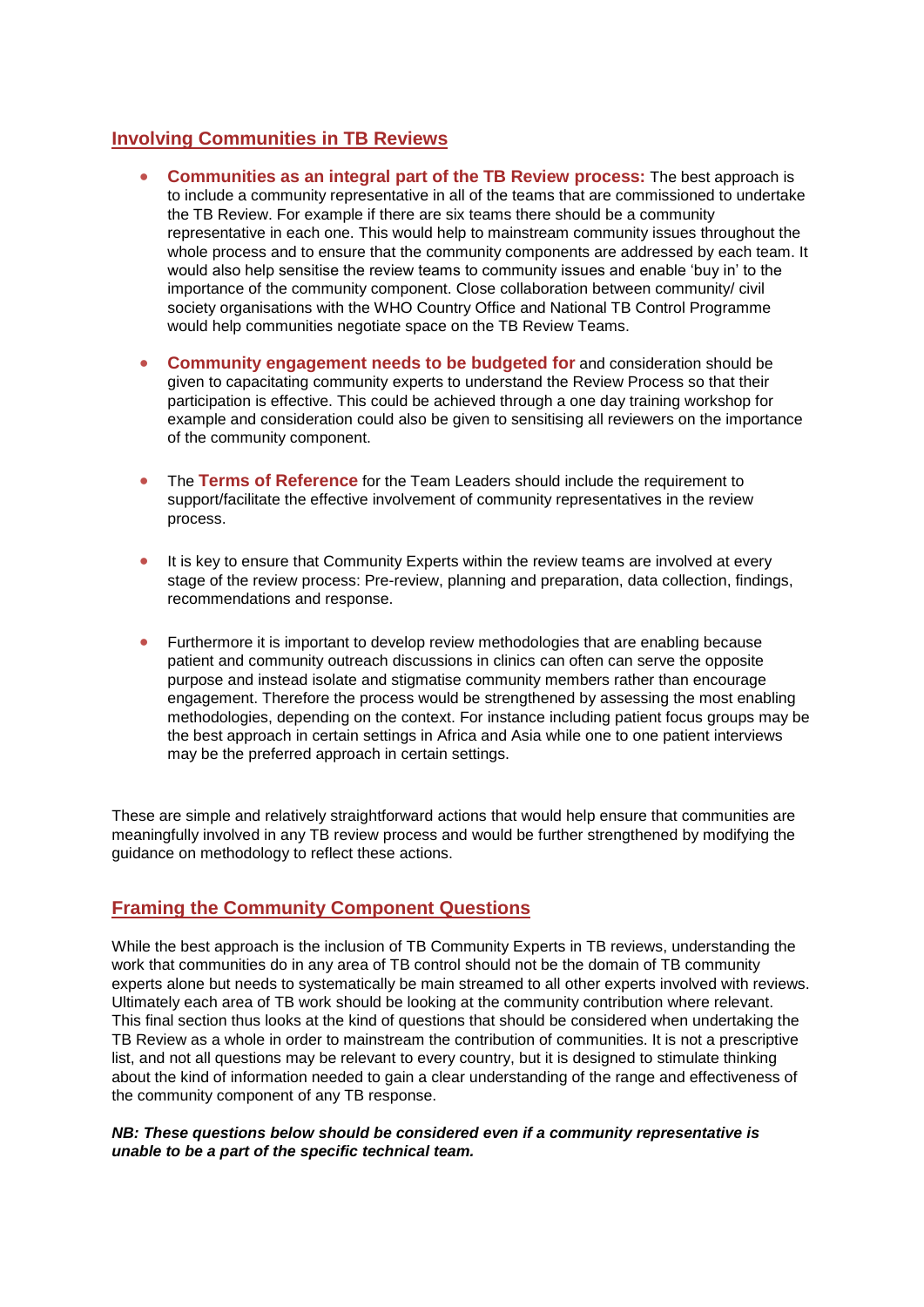## Involving Communities in TB Reviews

- **Communities as an integral part of the TB Review process:** The best approach is to include a community representative in all of the teams that are commissioned to undertake the TB Review. For example if there are six teams there should be a community representative in each one. This would help to mainstream community issues throughout the whole process and to ensure that the community components are addressed by each team. It would also help sensitise the review teams to community issues and enable 'buy in' to the importance of the community component. Close collaboration between community/ civil society organisations with the WHO Country Office and National TB Control Programme would help communities negotiate space on the TB Review Teams.

- **Community engagement needs to be budgeted for** and consideration should be given to capacitating community experts to understand the Review Process so that their participation is effective. This could be achieved through a one day training workshop for example and consideration could also be given to sensitising all reviewers on the importance of the community component.

- The **Terms of Reference** for the Team Leaders should include the requirement to support/facilitate the effective involvement of community representatives in the review process.

- It is key to ensure that Community Experts within the review teams are involved at every stage of the review process: Pre-review, planning and preparation, data collection, findings, recommendations and response.

- Furthermore it is important to develop review methodologies that are enabling because patient and community outreach discussions in clinics can often can serve the opposite purpose and instead isolate and stigmatise community members rather than encourage engagement. Therefore the process would be strengthened by assessing the most enabling methodologies, depending on the context. For instance including patient focus groups may be the best approach in certain settings in Africa and Asia while one to one patient interviews may be the preferred approach in certain settings.

These are simple and relatively straightforward actions that would help ensure that communities are meaningfully involved in any TB review process and would be further strengthened by modifying the guidance on methodology to reflect these actions.

## Framing the Community Component Questions

While the best approach is the inclusion of TB Community Experts in TB reviews, understanding the work that communities do in any area of TB control should not be the domain of TB community experts alone but needs to systematically be main streamed to all other experts involved with reviews. Ultimately each area of TB work should be looking at the community contribution where relevant. This final section thus looks at the kind of questions that should be considered when undertaking the TB Review as a whole in order to mainstream the contribution of communities. It is not a prescriptive list, and not all questions may be relevant to every country, but it is designed to stimulate thinking about the kind of information needed to gain a clear understanding of the range and effectiveness of the community component of any TB response.

***NB: These questions below should be considered even if a community representative is unable to be a part of the specific technical team.***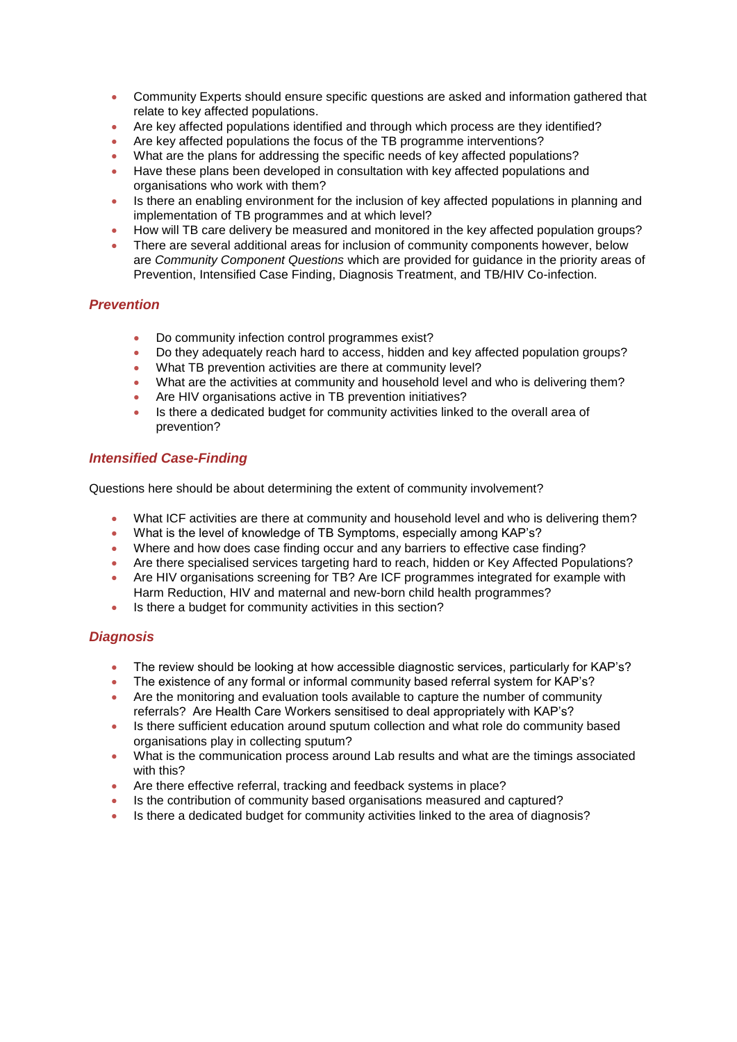- Community Experts should ensure specific questions are asked and information gathered that relate to key affected populations.
- Are key affected populations identified and through which process are they identified?
- Are key affected populations the focus of the TB programme interventions?
- What are the plans for addressing the specific needs of key affected populations?
- Have these plans been developed in consultation with key affected populations and organisations who work with them?
- Is there an enabling environment for the inclusion of key affected populations in planning and implementation of TB programmes and at which level?
- How will TB care delivery be measured and monitored in the key affected population groups?
- There are several additional areas for inclusion of community components however, below are *Community Component Questions* which are provided for guidance in the priority areas of Prevention, Intensified Case Finding, Diagnosis Treatment, and TB/HIV Co-infection.

## *Prevention*

- Do community infection control programmes exist?
- Do they adequately reach hard to access, hidden and key affected population groups?
- What TB prevention activities are there at community level?
- What are the activities at community and household level and who is delivering them?
- Are HIV organisations active in TB prevention initiatives?
- Is there a dedicated budget for community activities linked to the overall area of prevention?

## *Intensified Case-Finding*

Questions here should be about determining the extent of community involvement?

- What ICF activities are there at community and household level and who is delivering them?
- What is the level of knowledge of TB Symptoms, especially among KAP's?
- Where and how does case finding occur and any barriers to effective case finding?
- Are there specialised services targeting hard to reach, hidden or Key Affected Populations?
- Are HIV organisations screening for TB? Are ICF programmes integrated for example with Harm Reduction, HIV and maternal and new-born child health programmes?
- Is there a budget for community activities in this section?

## *Diagnosis*

- The review should be looking at how accessible diagnostic services, particularly for KAP's?
- The existence of any formal or informal community based referral system for KAP's?
- Are the monitoring and evaluation tools available to capture the number of community referrals? Are Health Care Workers sensitised to deal appropriately with KAP's?
- Is there sufficient education around sputum collection and what role do community based organisations play in collecting sputum?
- What is the communication process around Lab results and what are the timings associated with this?
- Are there effective referral, tracking and feedback systems in place?
- Is the contribution of community based organisations measured and captured?
- Is there a dedicated budget for community activities linked to the area of diagnosis?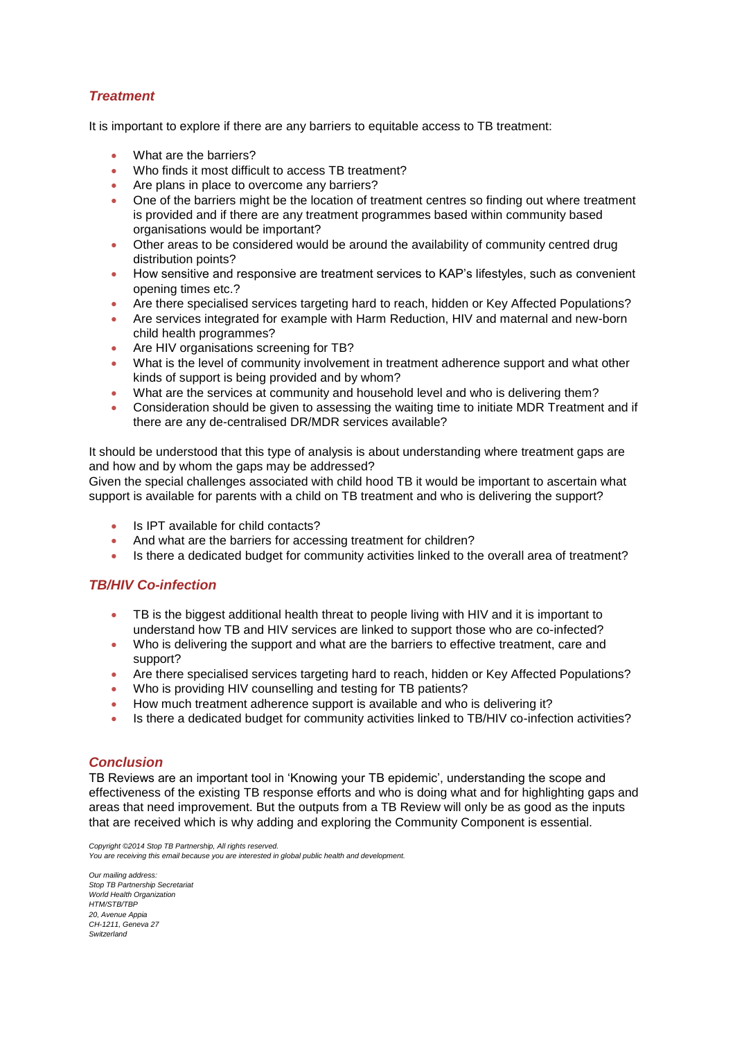### *Treatment*

It is important to explore if there are any barriers to equitable access to TB treatment:

- What are the barriers?
- Who finds it most difficult to access TB treatment?
- Are plans in place to overcome any barriers?
- One of the barriers might be the location of treatment centres so finding out where treatment is provided and if there are any treatment programmes based within community based organisations would be important?
- Other areas to be considered would be around the availability of community centred drug distribution points?
- How sensitive and responsive are treatment services to KAP's lifestyles, such as convenient opening times etc.?
- Are there specialised services targeting hard to reach, hidden or Key Affected Populations?
- Are services integrated for example with Harm Reduction, HIV and maternal and new-born child health programmes?
- Are HIV organisations screening for TB?
- What is the level of community involvement in treatment adherence support and what other kinds of support is being provided and by whom?
- What are the services at community and household level and who is delivering them?
- Consideration should be given to assessing the waiting time to initiate MDR Treatment and if there are any de-centralised DR/MDR services available?

It should be understood that this type of analysis is about understanding where treatment gaps are and how and by whom the gaps may be addressed?
Given the special challenges associated with child hood TB it would be important to ascertain what support is available for parents with a child on TB treatment and who is delivering the support?

- Is IPT available for child contacts?
- And what are the barriers for accessing treatment for children?
- Is there a dedicated budget for community activities linked to the overall area of treatment?

### *TB/HIV Co-infection*

- TB is the biggest additional health threat to people living with HIV and it is important to understand how TB and HIV services are linked to support those who are co-infected?
- Who is delivering the support and what are the barriers to effective treatment, care and support?
- Are there specialised services targeting hard to reach, hidden or Key Affected Populations?
- Who is providing HIV counselling and testing for TB patients?
- How much treatment adherence support is available and who is delivering it?
- Is there a dedicated budget for community activities linked to TB/HIV co-infection activities?

### *Conclusion*

TB Reviews are an important tool in 'Knowing your TB epidemic', understanding the scope and effectiveness of the existing TB response efforts and who is doing what and for highlighting gaps and areas that need improvement. But the outputs from a TB Review will only be as good as the inputs that are received which is why adding and exploring the Community Component is essential.

*Copyright ©2014 Stop TB Partnership, All rights reserved.*
*You are receiving this email because you are interested in global public health and development.*

*Our mailing address:*
*Stop TB Partnership Secretariat*
*World Health Organization*
*HTM/STB/TBP*
*20, Avenue Appia*
*CH-1211, Geneva 27*
*Switzerland*